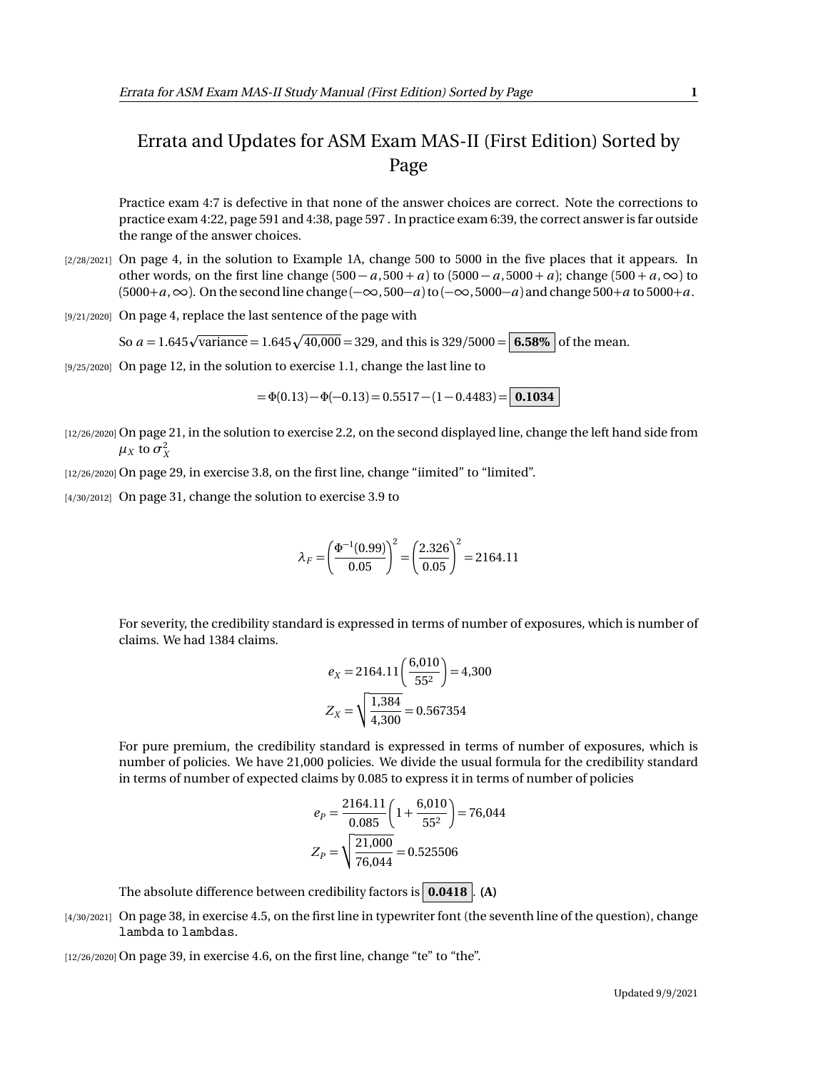# Errata and Updates for ASM Exam MAS-II (First Edition) Sorted by Page

Practice exam 4:7 is defective in that none of the answer choices are correct. Note the corrections to practice exam 4:22, page 591 and 4:38, page 597 . In practice exam 6:39, the correct answer is far outside the range of the answer choices.

[2/28/2021] On page 4, in the solution to Example 1A, change 500 to 5000 in the five places that it appears. In other words, on the first line change $(500-a, 500+a)$ to $(5000-a, 5000+a)$; change $(500+a, \infty)$ to $(5000+a, \infty)$. On the second line change $(-\infty, 500-a)$ to $(-\infty, 5000-a)$ and change $500+a$ to $5000+a$.

[9/21/2020] On page 4, replace the last sentence of the page with

So $a = 1.645\sqrt{\text{variance}} = 1.645\sqrt{40{,}000} = 329$, and this is $329/5000 = \boxed{\textbf{6.58\%}}$ of the mean.

[9/25/2020] On page 12, in the solution to exercise 1.1, change the last line to

$$= \Phi(0.13) - \Phi(-0.13) = 0.5517 - (1 - 0.4483) = \boxed{\mathbf{0.1034}}$$

[12/26/2020] On page 21, in the solution to exercise 2.2, on the second displayed line, change the left hand side from $\mu_X$ to $\sigma_X^2$

[12/26/2020] On page 29, in exercise 3.8, on the first line, change "iimited" to "limited".

[4/30/2012] On page 31, change the solution to exercise 3.9 to

$$\lambda_F = \left(\frac{\Phi^{-1}(0.99)}{0.05}\right)^2 = \left(\frac{2.326}{0.05}\right)^2 = 2164.11$$

For severity, the credibility standard is expressed in terms of number of exposures, which is number of claims. We had 1384 claims.

$$e_X = 2164.11\left(\frac{6{,}010}{55^2}\right) = 4{,}300$$

$$Z_X = \sqrt{\frac{1{,}384}{4{,}300}} = 0.567354$$

For pure premium, the credibility standard is expressed in terms of number of exposures, which is number of policies. We have 21,000 policies. We divide the usual formula for the credibility standard in terms of number of expected claims by 0.085 to express it in terms of number of policies

$$e_P = \frac{2164.11}{0.085}\left(1 + \frac{6{,}010}{55^2}\right) = 76{,}044$$

$$Z_P = \sqrt{\frac{21{,}000}{76{,}044}} = 0.525506$$

The absolute difference between credibility factors is $\boxed{\mathbf{0.0418}}$. **(A)**

[4/30/2021] On page 38, in exercise 4.5, on the first line in typewriter font (the seventh line of the question), change `lambda` to `lambdas`.

[12/26/2020] On page 39, in exercise 4.6, on the first line, change "te" to "the".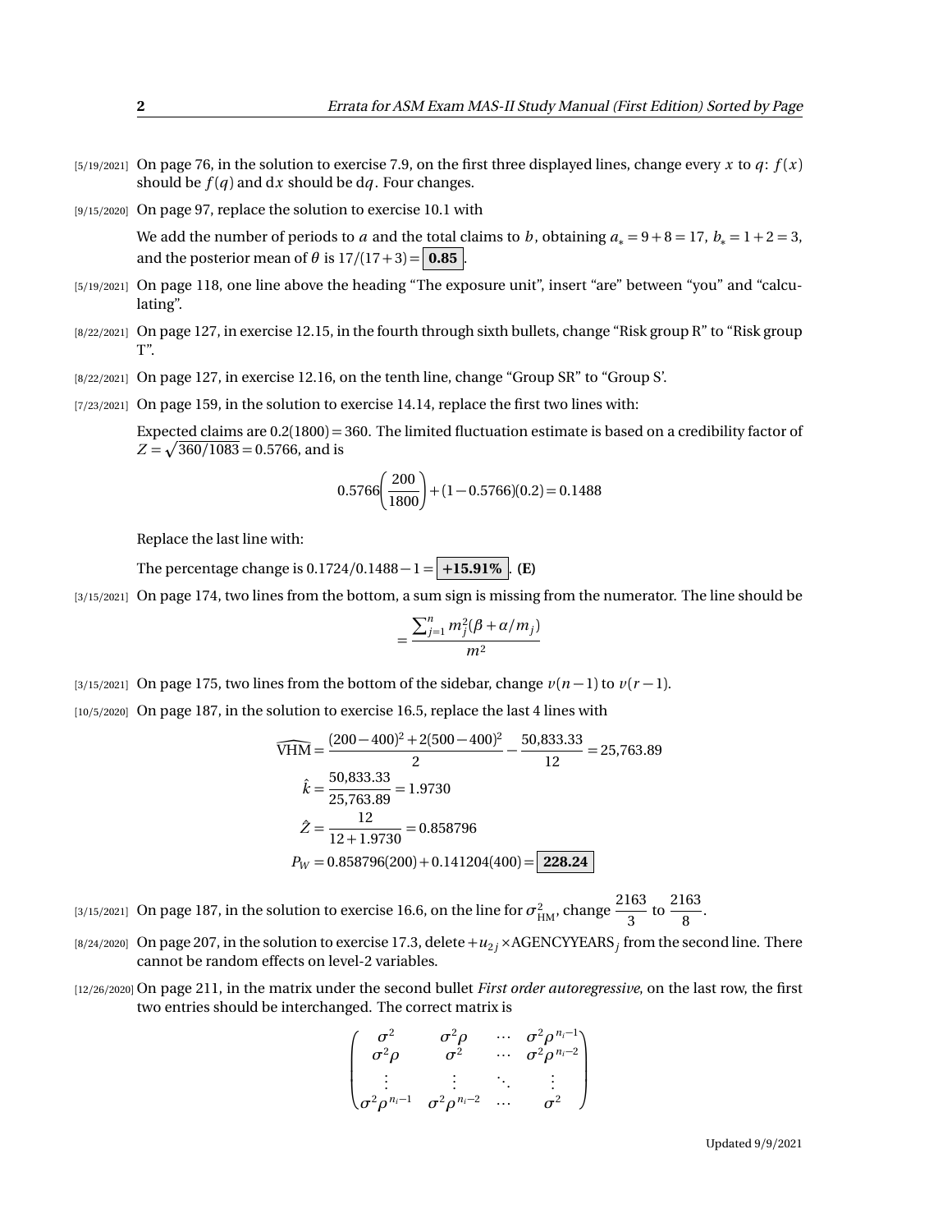[5/19/2021] On page 76, in the solution to exercise 7.9, on the first three displayed lines, change every $x$ to $q$: $f(x)$ should be $f(q)$ and $dx$ should be $dq$. Four changes.

[9/15/2020] On page 97, replace the solution to exercise 10.1 with

We add the number of periods to $a$ and the total claims to $b$, obtaining $a_* = 9+8 = 17$, $b_* = 1+2 = 3$, and the posterior mean of $\theta$ is $17/(17+3) = \boxed{\mathbf{0.85}}$.

[5/19/2021] On page 118, one line above the heading "The exposure unit", insert "are" between "you" and "calculating".

[8/22/2021] On page 127, in exercise 12.15, in the fourth through sixth bullets, change "Risk group R" to "Risk group T".

[8/22/2021] On page 127, in exercise 12.16, on the tenth line, change "Group SR" to "Group S'.

[7/23/2021] On page 159, in the solution to exercise 14.14, replace the first two lines with:

Expected claims are $0.2(1800) = 360$. The limited fluctuation estimate is based on a credibility factor of $Z = \sqrt{360/1083} = 0.5766$, and is

$$0.5766\left(\frac{200}{1800}\right) + (1-0.5766)(0.2) = 0.1488$$

Replace the last line with:

The percentage change is $0.1724/0.1488 - 1 = \boxed{\mathbf{+15.91\%}}$. **(E)**

[3/15/2021] On page 174, two lines from the bottom, a sum sign is missing from the numerator. The line should be

$$= \frac{\sum_{j=1}^{n} m_j^2(\beta + \alpha/m_j)}{m^2}$$

[3/15/2021] On page 175, two lines from the bottom of the sidebar, change $v(n-1)$ to $v(r-1)$.

[10/5/2020] On page 187, in the solution to exercise 16.5, replace the last 4 lines with

$$\widehat{\text{VHM}} = \frac{(200-400)^2 + 2(500-400)^2}{2} - \frac{50{,}833.33}{12} = 25{,}763.89$$

$$\hat{k} = \frac{50{,}833.33}{25{,}763.89} = 1.9730$$

$$\hat{Z} = \frac{12}{12+1.9730} = 0.858796$$

$$P_W = 0.858796(200) + 0.141204(400) = \boxed{\mathbf{228.24}}$$

[3/15/2021] On page 187, in the solution to exercise 16.6, on the line for $\sigma^2_{\text{HM}}$, change $\frac{2163}{3}$ to $\frac{2163}{8}$.

[8/24/2020] On page 207, in the solution to exercise 17.3, delete $+u_{2j} \times \text{AGENCYYEARS}_j$ from the second line. There cannot be random effects on level-2 variables.

[12/26/2020] On page 211, in the matrix under the second bullet *First order autoregressive*, on the last row, the first two entries should be interchanged. The correct matrix is

$$\begin{pmatrix} \sigma^2 & \sigma^2\rho & \cdots & \sigma^2\rho^{n_i-1} \\ \sigma^2\rho & \sigma^2 & \cdots & \sigma^2\rho^{n_i-2} \\ \vdots & \vdots & \ddots & \vdots \\ \sigma^2\rho^{n_i-1} & \sigma^2\rho^{n_i-2} & \cdots & \sigma^2 \end{pmatrix}$$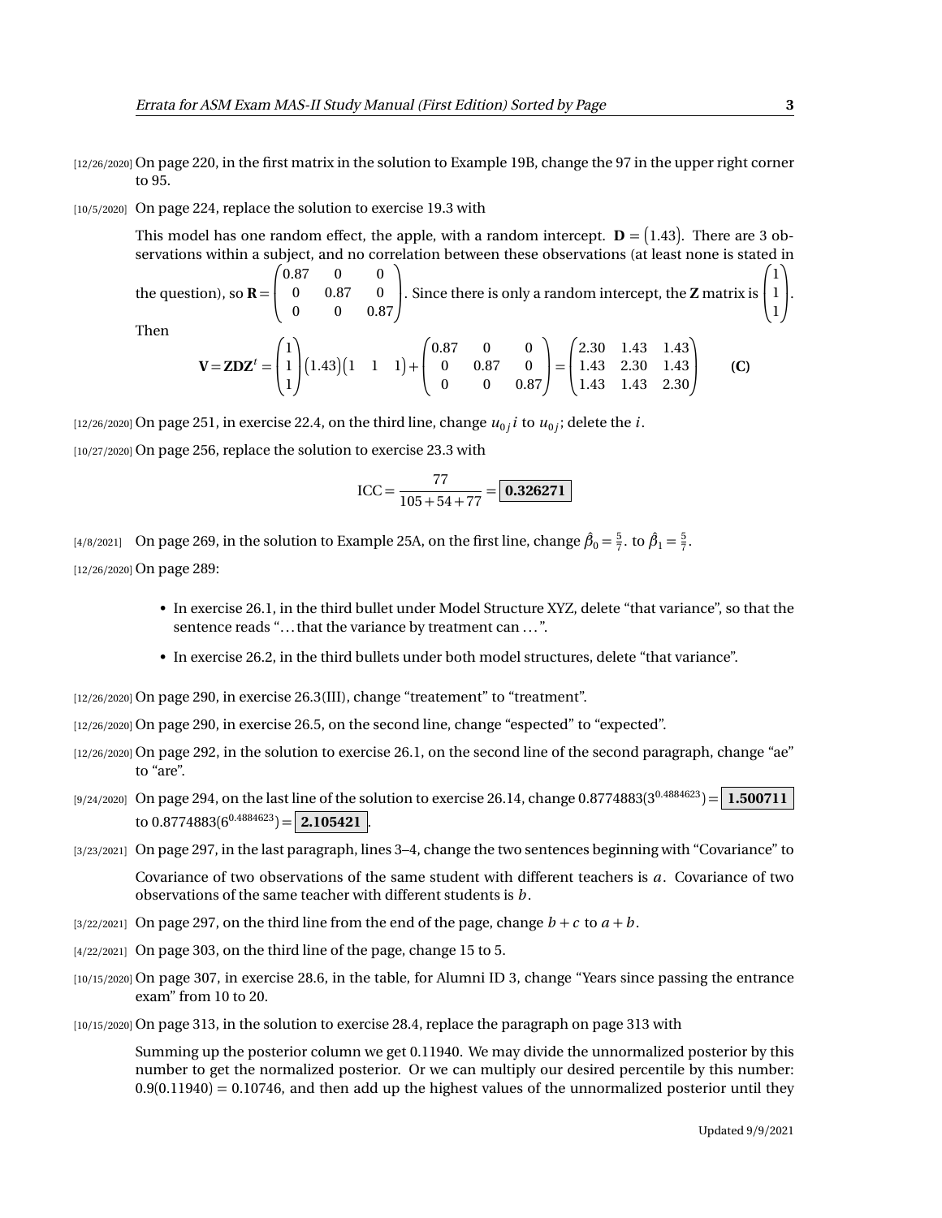[12/26/2020] On page 220, in the first matrix in the solution to Example 19B, change the 97 in the upper right corner to 95.

[10/5/2020] On page 224, replace the solution to exercise 19.3 with

> This model has one random effect, the apple, with a random intercept. $\mathbf{D} = \begin{pmatrix} 1.43 \end{pmatrix}$. There are 3 observations within a subject, and no correlation between these observations (at least none is stated in the question), so $\mathbf{R} = \begin{pmatrix} 0.87 & 0 & 0 \\ 0 & 0.87 & 0 \\ 0 & 0 & 0.87 \end{pmatrix}$. Since there is only a random intercept, the $\mathbf{Z}$ matrix is $\begin{pmatrix} 1 \\ 1 \\ 1 \end{pmatrix}$.
>
> Then
>
> $$\mathbf{V} = \mathbf{Z}\mathbf{D}\mathbf{Z}^t = \begin{pmatrix} 1 \\ 1 \\ 1 \end{pmatrix} \begin{pmatrix} 1.43 \end{pmatrix} \begin{pmatrix} 1 & 1 & 1 \end{pmatrix} + \begin{pmatrix} 0.87 & 0 & 0 \\ 0 & 0.87 & 0 \\ 0 & 0 & 0.87 \end{pmatrix} = \begin{pmatrix} 2.30 & 1.43 & 1.43 \\ 1.43 & 2.30 & 1.43 \\ 1.43 & 1.43 & 2.30 \end{pmatrix} \qquad \textbf{(C)}$$

[12/26/2020] On page 251, in exercise 22.4, on the third line, change $u_{0j}i$ to $u_{0j}$; delete the $i$.

[10/27/2020] On page 256, replace the solution to exercise 23.3 with

$$\text{ICC} = \frac{77}{105 + 54 + 77} = \boxed{\mathbf{0.326271}}$$

[4/8/2021] On page 269, in the solution to Example 25A, on the first line, change $\hat{\beta}_0 = \frac{5}{7}$. to $\hat{\beta}_1 = \frac{5}{7}$.

[12/26/2020] On page 289:

- In exercise 26.1, in the third bullet under Model Structure XYZ, delete "that variance", so that the sentence reads "…that the variance by treatment can …".
- In exercise 26.2, in the third bullets under both model structures, delete "that variance".

[12/26/2020] On page 290, in exercise 26.3(III), change "treatement" to "treatment".

[12/26/2020] On page 290, in exercise 26.5, on the second line, change "espected" to "expected".

[12/26/2020] On page 292, in the solution to exercise 26.1, on the second line of the second paragraph, change "ae" to "are".

[9/24/2020] On page 294, on the last line of the solution to exercise 26.14, change $0.8774883(3^{0.4884623}) = \boxed{\mathbf{1.500711}}$ to $0.8774883(6^{0.4884623}) = \boxed{\mathbf{2.105421}}$.

[3/23/2021] On page 297, in the last paragraph, lines 3–4, change the two sentences beginning with "Covariance" to

> Covariance of two observations of the same student with different teachers is $a$. Covariance of two observations of the same teacher with different students is $b$.

[3/22/2021] On page 297, on the third line from the end of the page, change $b + c$ to $a + b$.

[4/22/2021] On page 303, on the third line of the page, change 15 to 5.

[10/15/2020] On page 307, in exercise 28.6, in the table, for Alumni ID 3, change "Years since passing the entrance exam" from 10 to 20.

[10/15/2020] On page 313, in the solution to exercise 28.4, replace the paragraph on page 313 with

> Summing up the posterior column we get 0.11940. We may divide the unnormalized posterior by this number to get the normalized posterior. Or we can multiply our desired percentile by this number: $0.9(0.11940) = 0.10746$, and then add up the highest values of the unnormalized posterior until they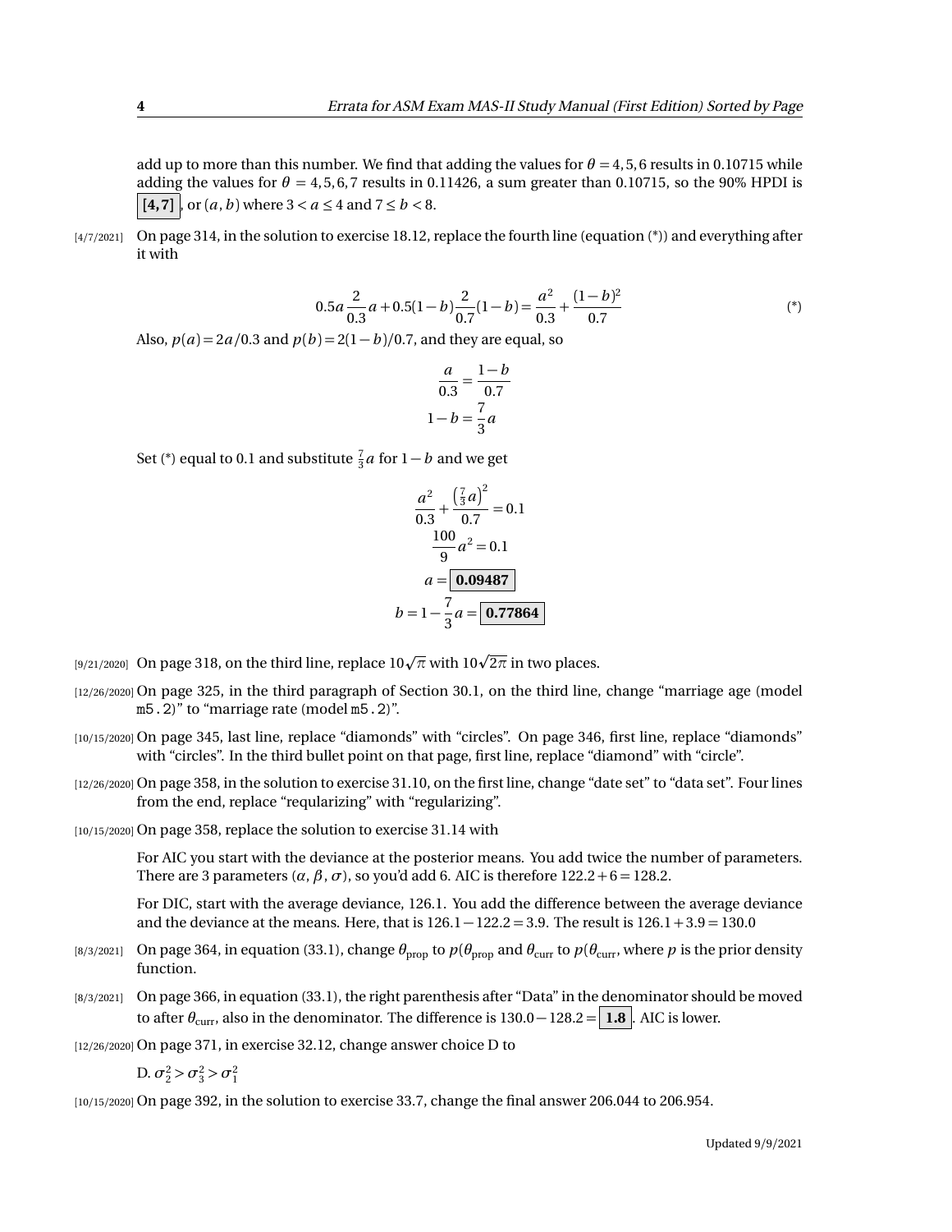add up to more than this number. We find that adding the values for $\theta = 4,5,6$ results in 0.10715 while adding the values for $\theta = 4,5,6,7$ results in 0.11426, a sum greater than 0.10715, so the 90% HPDI is $\boxed{[4,7]}$, or $(a,b)$ where $3 < a \le 4$ and $7 \le b < 8$.

[4/7/2021] On page 314, in the solution to exercise 18.12, replace the fourth line (equation (*)) and everything after it with

$$0.5a\frac{2}{0.3}a + 0.5(1-b)\frac{2}{0.7}(1-b) = \frac{a^2}{0.3} + \frac{(1-b)^2}{0.7} \tag{*}$$

Also, $p(a) = 2a/0.3$ and $p(b) = 2(1-b)/0.7$, and they are equal, so

$$\frac{a}{0.3} = \frac{1-b}{0.7}$$
$$1-b = \frac{7}{3}a$$

Set (*) equal to 0.1 and substitute $\frac{7}{3}a$ for $1-b$ and we get

$$\frac{a^2}{0.3} + \frac{\left(\frac{7}{3}a\right)^2}{0.7} = 0.1$$
$$\frac{100}{9}a^2 = 0.1$$
$$a = \boxed{\mathbf{0.09487}}$$
$$b = 1 - \frac{7}{3}a = \boxed{\mathbf{0.77864}}$$

[9/21/2020] On page 318, on the third line, replace $10\sqrt{\pi}$ with $10\sqrt{2\pi}$ in two places.

[12/26/2020] On page 325, in the third paragraph of Section 30.1, on the third line, change "marriage age (model `m5.2`)" to "marriage rate (model `m5.2`)".

[10/15/2020] On page 345, last line, replace "diamonds" with "circles". On page 346, first line, replace "diamonds" with "circles". In the third bullet point on that page, first line, replace "diamond" with "circle".

[12/26/2020] On page 358, in the solution to exercise 31.10, on the first line, change "date set" to "data set". Four lines from the end, replace "reqularizing" with "regularizing".

[10/15/2020] On page 358, replace the solution to exercise 31.14 with

For AIC you start with the deviance at the posterior means. You add twice the number of parameters. There are 3 parameters $(\alpha, \beta, \sigma)$, so you'd add 6. AIC is therefore $122.2 + 6 = 128.2$.

For DIC, start with the average deviance, 126.1. You add the difference between the average deviance and the deviance at the means. Here, that is $126.1 - 122.2 = 3.9$. The result is $126.1 + 3.9 = 130.0$

[8/3/2021] On page 364, in equation (33.1), change $\theta_{\text{prop}}$ to $p(\theta_{\text{prop}}$ and $\theta_{\text{curr}}$ to $p(\theta_{\text{curr}}$, where $p$ is the prior density function.

[8/3/2021] On page 366, in equation (33.1), the right parenthesis after "Data" in the denominator should be moved to after $\theta_{\text{curr}}$, also in the denominator. The difference is $130.0 - 128.2 = \boxed{\mathbf{1.8}}$. AIC is lower.

[12/26/2020] On page 371, in exercise 32.12, change answer choice D to

D. $\sigma_2^2 > \sigma_3^2 > \sigma_1^2$

[10/15/2020] On page 392, in the solution to exercise 33.7, change the final answer 206.044 to 206.954.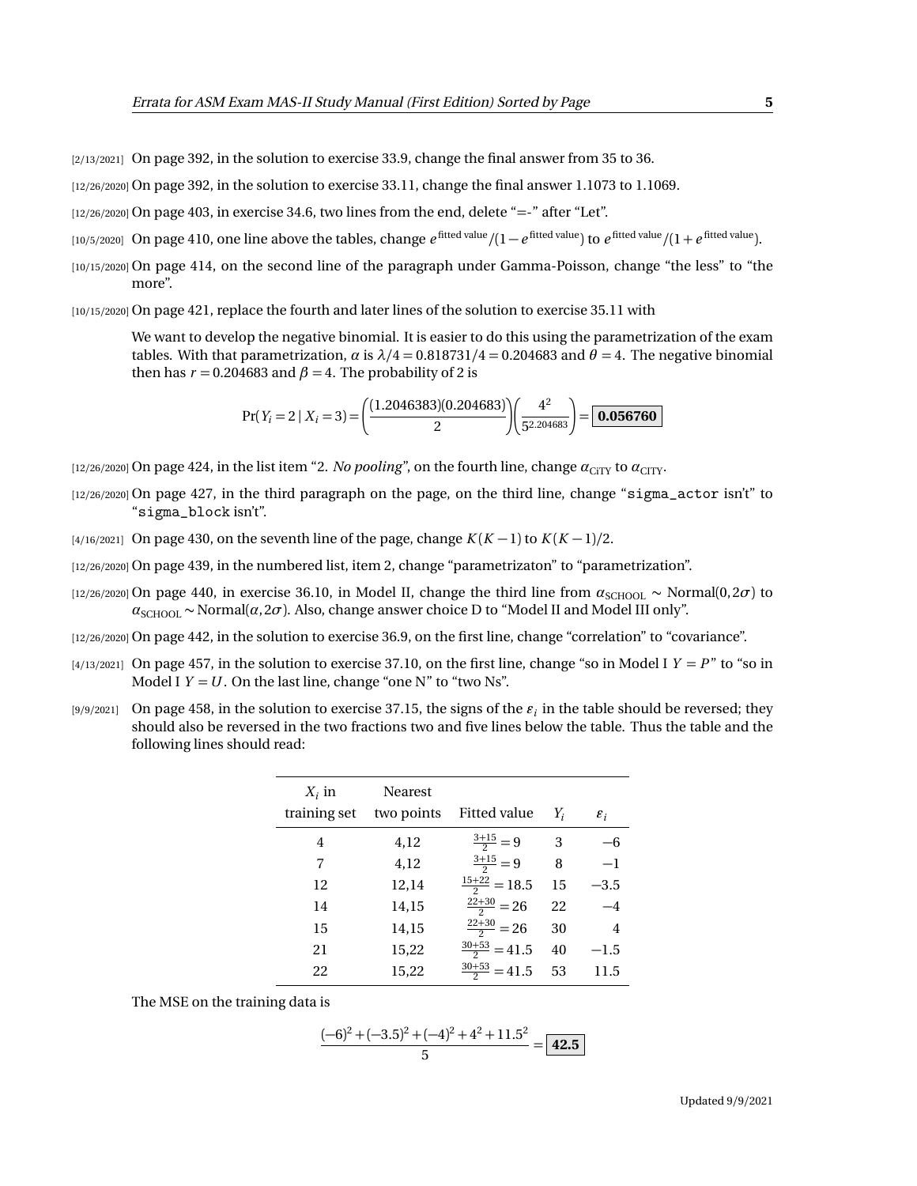[2/13/2021] On page 392, in the solution to exercise 33.9, change the final answer from 35 to 36.

[12/26/2020] On page 392, in the solution to exercise 33.11, change the final answer 1.1073 to 1.1069.

[12/26/2020] On page 403, in exercise 34.6, two lines from the end, delete "=-" after "Let".

[10/5/2020] On page 410, one line above the tables, change $e^{\text{fitted value}}/(1-e^{\text{fitted value}})$ to $e^{\text{fitted value}}/(1+e^{\text{fitted value}})$.

[10/15/2020] On page 414, on the second line of the paragraph under Gamma-Poisson, change "the less" to "the more".

[10/15/2020] On page 421, replace the fourth and later lines of the solution to exercise 35.11 with

> We want to develop the negative binomial. It is easier to do this using the parametrization of the exam tables. With that parametrization, $\alpha$ is $\lambda/4 = 0.818731/4 = 0.204683$ and $\theta = 4$. The negative binomial then has $r = 0.204683$ and $\beta = 4$. The probability of 2 is
>
> $$\Pr(Y_i = 2 \mid X_i = 3) = \left(\frac{(1.2046383)(0.204683)}{2}\right)\left(\frac{4^2}{5^{2.204683}}\right) = \boxed{\mathbf{0.056760}}$$

[12/26/2020] On page 424, in the list item "2. *No pooling*", on the fourth line, change $\alpha_{\text{CiTY}}$ to $\alpha_{\text{CITY}}$.

[12/26/2020] On page 427, in the third paragraph on the page, on the third line, change "`sigma_actor` isn't" to "`sigma_block` isn't".

[4/16/2021] On page 430, on the seventh line of the page, change $K(K-1)$ to $K(K-1)/2$.

[12/26/2020] On page 439, in the numbered list, item 2, change "parametrizaton" to "parametrization".

[12/26/2020] On page 440, in exercise 36.10, in Model II, change the third line from $\alpha_{\text{SCHOOL}} \sim \text{Normal}(0, 2\sigma)$ to $\alpha_{\text{SCHOOL}} \sim \text{Normal}(\alpha, 2\sigma)$. Also, change answer choice D to "Model II and Model III only".

[12/26/2020] On page 442, in the solution to exercise 36.9, on the first line, change "correlation" to "covariance".

[4/13/2021] On page 457, in the solution to exercise 37.10, on the first line, change "so in Model I $Y = P$" to "so in Model I $Y = U$. On the last line, change "one N" to "two Ns".

[9/9/2021] On page 458, in the solution to exercise 37.15, the signs of the $\varepsilon_i$ in the table should be reversed; they should also be reversed in the two fractions two and five lines below the table. Thus the table and the following lines should read:

> | $X_i$ in training set | Nearest two points | Fitted value | $Y_i$ | $\varepsilon_i$ |
> |---|---|---|---|---|
> | 4 | 4,12 | $\frac{3+15}{2} = 9$ | 3 | $-6$ |
> | 7 | 4,12 | $\frac{3+15}{2} = 9$ | 8 | $-1$ |
> | 12 | 12,14 | $\frac{15+22}{2} = 18.5$ | 15 | $-3.5$ |
> | 14 | 14,15 | $\frac{22+30}{2} = 26$ | 22 | $-4$ |
> | 15 | 14,15 | $\frac{22+30}{2} = 26$ | 30 | 4 |
> | 21 | 15,22 | $\frac{30+53}{2} = 41.5$ | 40 | $-1.5$ |
> | 22 | 15,22 | $\frac{30+53}{2} = 41.5$ | 53 | 11.5 |
>
> The MSE on the training data is
>
> $$\frac{(-6)^2 + (-3.5)^2 + (-4)^2 + 4^2 + 11.5^2}{5} = \boxed{\mathbf{42.5}}$$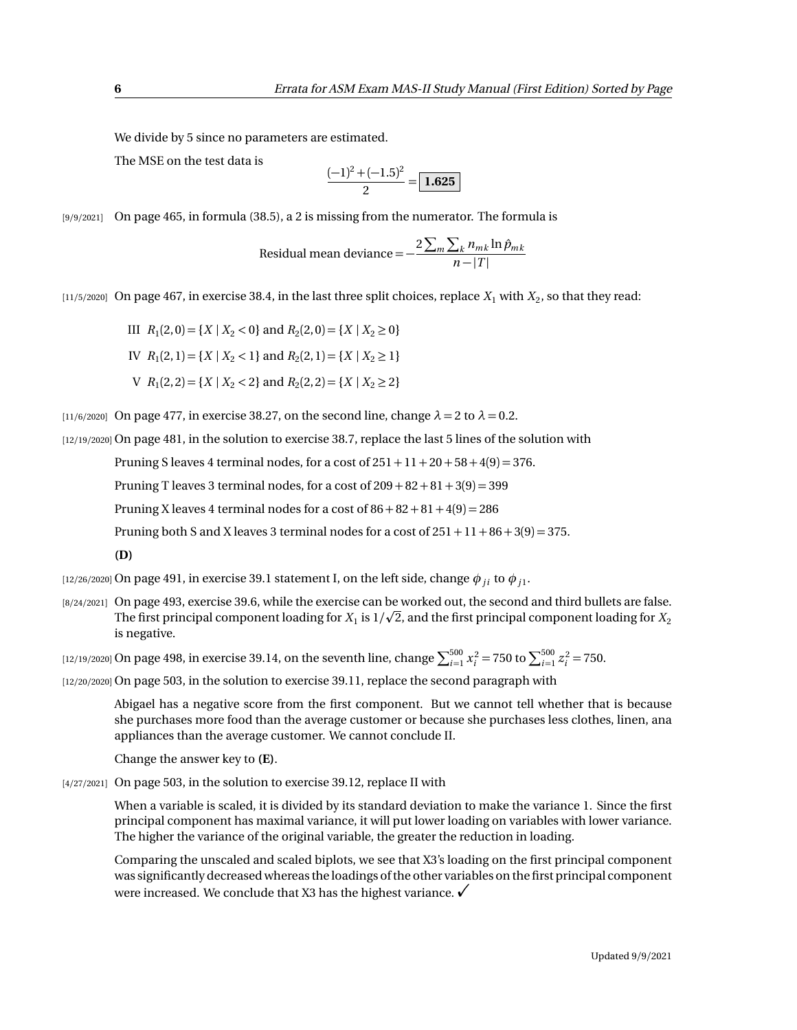We divide by 5 since no parameters are estimated.

The MSE on the test data is

$$\frac{(-1)^2 + (-1.5)^2}{2} = \boxed{\mathbf{1.625}}$$

[9/9/2021] On page 465, in formula (38.5), a 2 is missing from the numerator. The formula is

$$\text{Residual mean deviance} = -\frac{2\sum_m \sum_k n_{mk} \ln \hat{p}_{mk}}{n - |T|}$$

[11/5/2020] On page 467, in exercise 38.4, in the last three split choices, replace $X_1$ with $X_2$, so that they read:

III $R_1(2,0) = \{X \mid X_2 < 0\}$ and $R_2(2,0) = \{X \mid X_2 \geq 0\}$

IV $R_1(2,1) = \{X \mid X_2 < 1\}$ and $R_2(2,1) = \{X \mid X_2 \geq 1\}$

V $R_1(2,2) = \{X \mid X_2 < 2\}$ and $R_2(2,2) = \{X \mid X_2 \geq 2\}$

[11/6/2020] On page 477, in exercise 38.27, on the second line, change $\lambda = 2$ to $\lambda = 0.2$.

[12/19/2020] On page 481, in the solution to exercise 38.7, replace the last 5 lines of the solution with

Pruning S leaves 4 terminal nodes, for a cost of $251 + 11 + 20 + 58 + 4(9) = 376$.

Pruning T leaves 3 terminal nodes, for a cost of $209 + 82 + 81 + 3(9) = 399$

Pruning X leaves 4 terminal nodes for a cost of $86 + 82 + 81 + 4(9) = 286$

Pruning both S and X leaves 3 terminal nodes for a cost of $251 + 11 + 86 + 3(9) = 375$.

**(D)**

[12/26/2020] On page 491, in exercise 39.1 statement I, on the left side, change $\phi_{ji}$ to $\phi_{j1}$.

[8/24/2021] On page 493, exercise 39.6, while the exercise can be worked out, the second and third bullets are false. The first principal component loading for $X_1$ is $1/\sqrt{2}$, and the first principal component loading for $X_2$ is negative.

[12/19/2020] On page 498, in exercise 39.14, on the seventh line, change $\sum_{i=1}^{500} x_i^2 = 750$ to $\sum_{i=1}^{500} z_i^2 = 750$.

[12/20/2020] On page 503, in the solution to exercise 39.11, replace the second paragraph with

Abigael has a negative score from the first component. But we cannot tell whether that is because she purchases more food than the average customer or because she purchases less clothes, linen, ana appliances than the average customer. We cannot conclude II.

Change the answer key to **(E)**.

[4/27/2021] On page 503, in the solution to exercise 39.12, replace II with

When a variable is scaled, it is divided by its standard deviation to make the variance 1. Since the first principal component has maximal variance, it will put lower loading on variables with lower variance. The higher the variance of the original variable, the greater the reduction in loading.

Comparing the unscaled and scaled biplots, we see that X3's loading on the first principal component was significantly decreased whereas the loadings of the other variables on the first principal component were increased. We conclude that X3 has the highest variance. ✓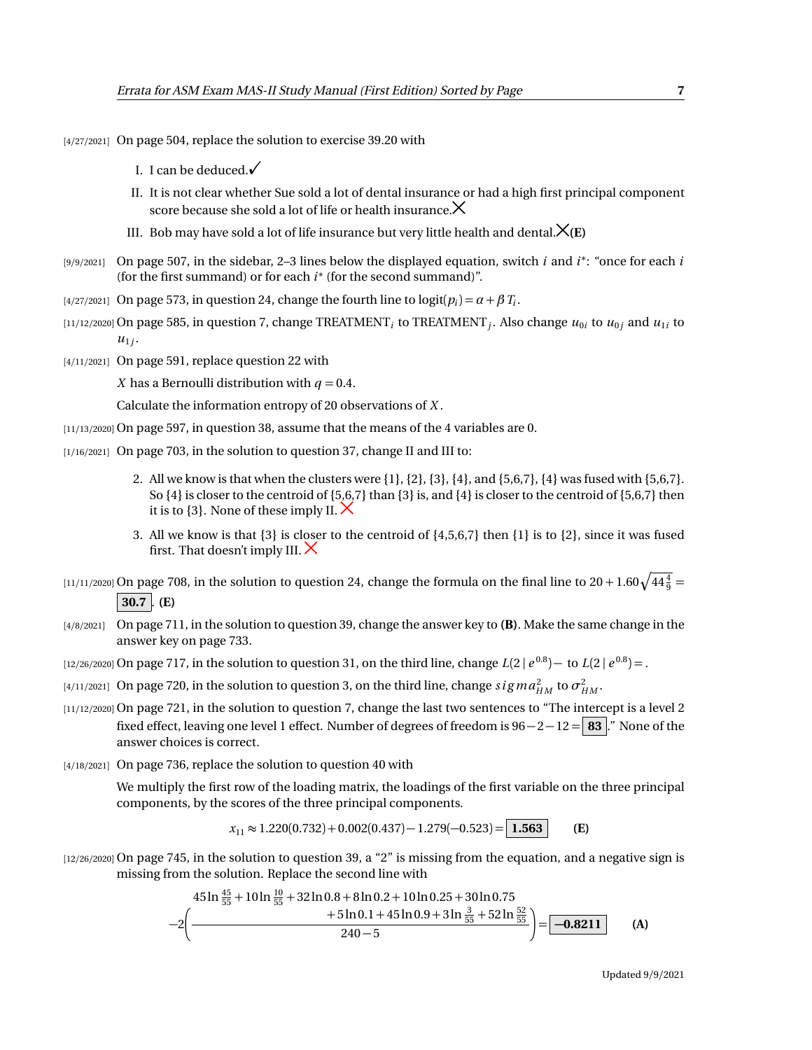[4/27/2021] On page 504, replace the solution to exercise 39.20 with

I. I can be deduced.✓

II. It is not clear whether Sue sold a lot of dental insurance or had a high first principal component score because she sold a lot of life or health insurance.✗

III. Bob may have sold a lot of life insurance but very little health and dental.✗**(E)**

[9/9/2021] On page 507, in the sidebar, 2–3 lines below the displayed equation, switch $i$ and $i^*$: "once for each $i$ (for the first summand) or for each $i^*$ (for the second summand)".

[4/27/2021] On page 573, in question 24, change the fourth line to $\text{logit}(p_i) = \alpha + \beta T_i$.

[11/12/2020] On page 585, in question 7, change $\text{TREATMENT}_i$ to $\text{TREATMENT}_j$. Also change $u_{0i}$ to $u_{0j}$ and $u_{1i}$ to $u_{1j}$.

[4/11/2021] On page 591, replace question 22 with

$X$ has a Bernoulli distribution with $q = 0.4$.

Calculate the information entropy of 20 observations of $X$.

[11/13/2020] On page 597, in question 38, assume that the means of the 4 variables are 0.

[1/16/2021] On page 703, in the solution to question 37, change II and III to:

2. All we know is that when the clusters were {1}, {2}, {3}, {4}, and {5,6,7}, {4} was fused with {5,6,7}. So {4} is closer to the centroid of {5,6,7} than {3} is, and {4} is closer to the centroid of {5,6,7} then it is to {3}. None of these imply II. ✗

3. All we know is that {3} is closer to the centroid of {4,5,6,7} then {1} is to {2}, since it was fused first. That doesn't imply III. ✗

[11/11/2020] On page 708, in the solution to question 24, change the formula on the final line to $20 + 1.60\sqrt{44\frac{4}{9}} = \boxed{30.7}$. **(E)**

[4/8/2021] On page 711, in the solution to question 39, change the answer key to **(B)**. Make the same change in the answer key on page 733.

[12/26/2020] On page 717, in the solution to question 31, on the third line, change $L(2 \mid e^{0.8}) -$ to $L(2 \mid e^{0.8}) =$.

[4/11/2021] On page 720, in the solution to question 3, on the third line, change $sigma^2_{HM}$ to $\sigma^2_{HM}$.

[11/12/2020] On page 721, in the solution to question 7, change the last two sentences to "The intercept is a level 2 fixed effect, leaving one level 1 effect. Number of degrees of freedom is $96 - 2 - 12 = \boxed{83}$." None of the answer choices is correct.

[4/18/2021] On page 736, replace the solution to question 40 with

We multiply the first row of the loading matrix, the loadings of the first variable on the three principal components, by the scores of the three principal components.

$$x_{11} \approx 1.220(0.732) + 0.002(0.437) - 1.279(-0.523) = \boxed{1.563} \qquad \textbf{(E)}$$

[12/26/2020] On page 745, in the solution to question 39, a "2" is missing from the equation, and a negative sign is missing from the solution. Replace the second line with

$$-2\left(\frac{\begin{array}{r}45\ln\frac{45}{55} + 10\ln\frac{10}{55} + 32\ln 0.8 + 8\ln 0.2 + 10\ln 0.25 + 30\ln 0.75\\ + 5\ln 0.1 + 45\ln 0.9 + 3\ln\frac{3}{55} + 52\ln\frac{52}{55}\end{array}}{240 - 5}\right) = \boxed{-0.8211} \qquad \textbf{(A)}$$